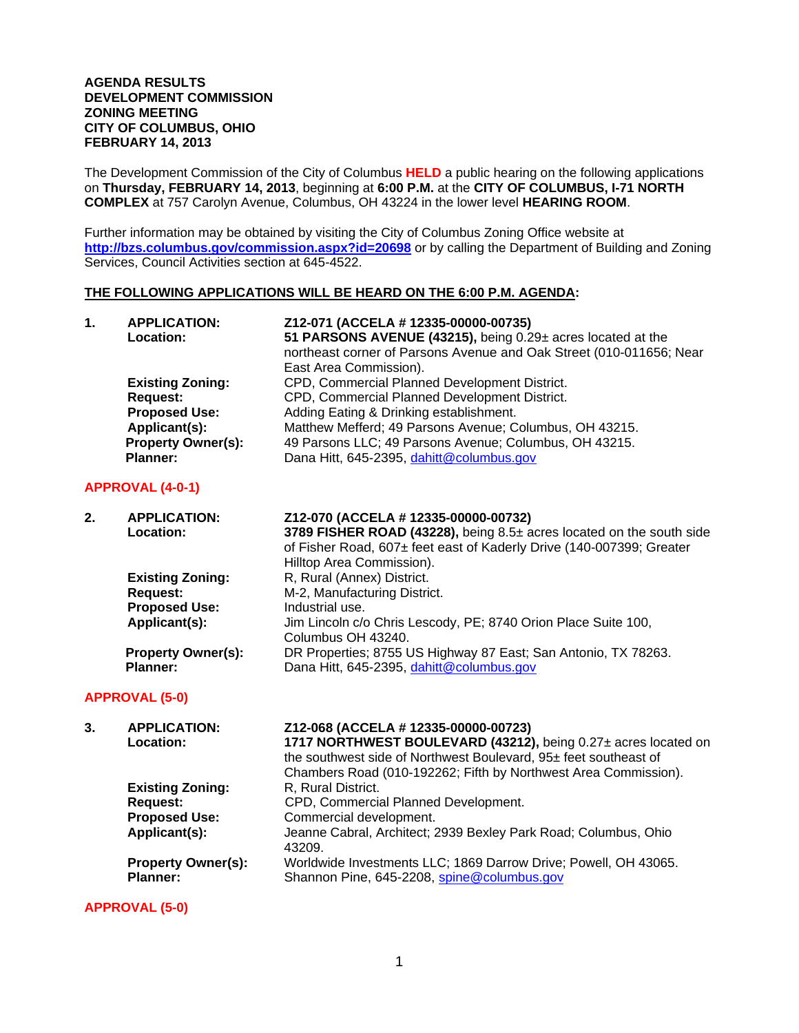**AGENDA RESULTS**
**DEVELOPMENT COMMISSION**
**ZONING MEETING**
**CITY OF COLUMBUS, OHIO**
**FEBRUARY 14, 2013**

The Development Commission of the City of Columbus **HELD** a public hearing on the following applications on **Thursday, FEBRUARY 14, 2013**, beginning at **6:00 P.M.** at the **CITY OF COLUMBUS, I-71 NORTH COMPLEX** at 757 Carolyn Avenue, Columbus, OH 43224 in the lower level **HEARING ROOM**.

Further information may be obtained by visiting the City of Columbus Zoning Office website at **http://bzs.columbus.gov/commission.aspx?id=20698** or by calling the Department of Building and Zoning Services, Council Activities section at 645-4522.

**THE FOLLOWING APPLICATIONS WILL BE HEARD ON THE 6:00 P.M. AGENDA:**

**1. APPLICATION:** **Z12-071 (ACCELA # 12335-00000-00735)**
**Location:** **51 PARSONS AVENUE (43215),** being 0.29± acres located at the northeast corner of Parsons Avenue and Oak Street (010-011656; Near East Area Commission).
**Existing Zoning:** CPD, Commercial Planned Development District.
**Request:** CPD, Commercial Planned Development District.
**Proposed Use:** Adding Eating & Drinking establishment.
**Applicant(s):** Matthew Mefferd; 49 Parsons Avenue; Columbus, OH 43215.
**Property Owner(s):** 49 Parsons LLC; 49 Parsons Avenue; Columbus, OH 43215.
**Planner:** Dana Hitt, 645-2395, dahitt@columbus.gov

**APPROVAL (4-0-1)**

**2. APPLICATION:** **Z12-070 (ACCELA # 12335-00000-00732)**
**Location:** **3789 FISHER ROAD (43228),** being 8.5± acres located on the south side of Fisher Road, 607± feet east of Kaderly Drive (140-007399; Greater Hilltop Area Commission).
**Existing Zoning:** R, Rural (Annex) District.
**Request:** M-2, Manufacturing District.
**Proposed Use:** Industrial use.
**Applicant(s):** Jim Lincoln c/o Chris Lescody, PE; 8740 Orion Place Suite 100, Columbus OH 43240.
**Property Owner(s):** DR Properties; 8755 US Highway 87 East; San Antonio, TX 78263.
**Planner:** Dana Hitt, 645-2395, dahitt@columbus.gov

**APPROVAL (5-0)**

**3. APPLICATION:** **Z12-068 (ACCELA # 12335-00000-00723)**
**Location:** **1717 NORTHWEST BOULEVARD (43212),** being 0.27± acres located on the southwest side of Northwest Boulevard, 95± feet southeast of Chambers Road (010-192262; Fifth by Northwest Area Commission).
**Existing Zoning:** R, Rural District.
**Request:** CPD, Commercial Planned Development.
**Proposed Use:** Commercial development.
**Applicant(s):** Jeanne Cabral, Architect; 2939 Bexley Park Road; Columbus, Ohio 43209.
**Property Owner(s):** Worldwide Investments LLC; 1869 Darrow Drive; Powell, OH 43065.
**Planner:** Shannon Pine, 645-2208, spine@columbus.gov

**APPROVAL (5-0)**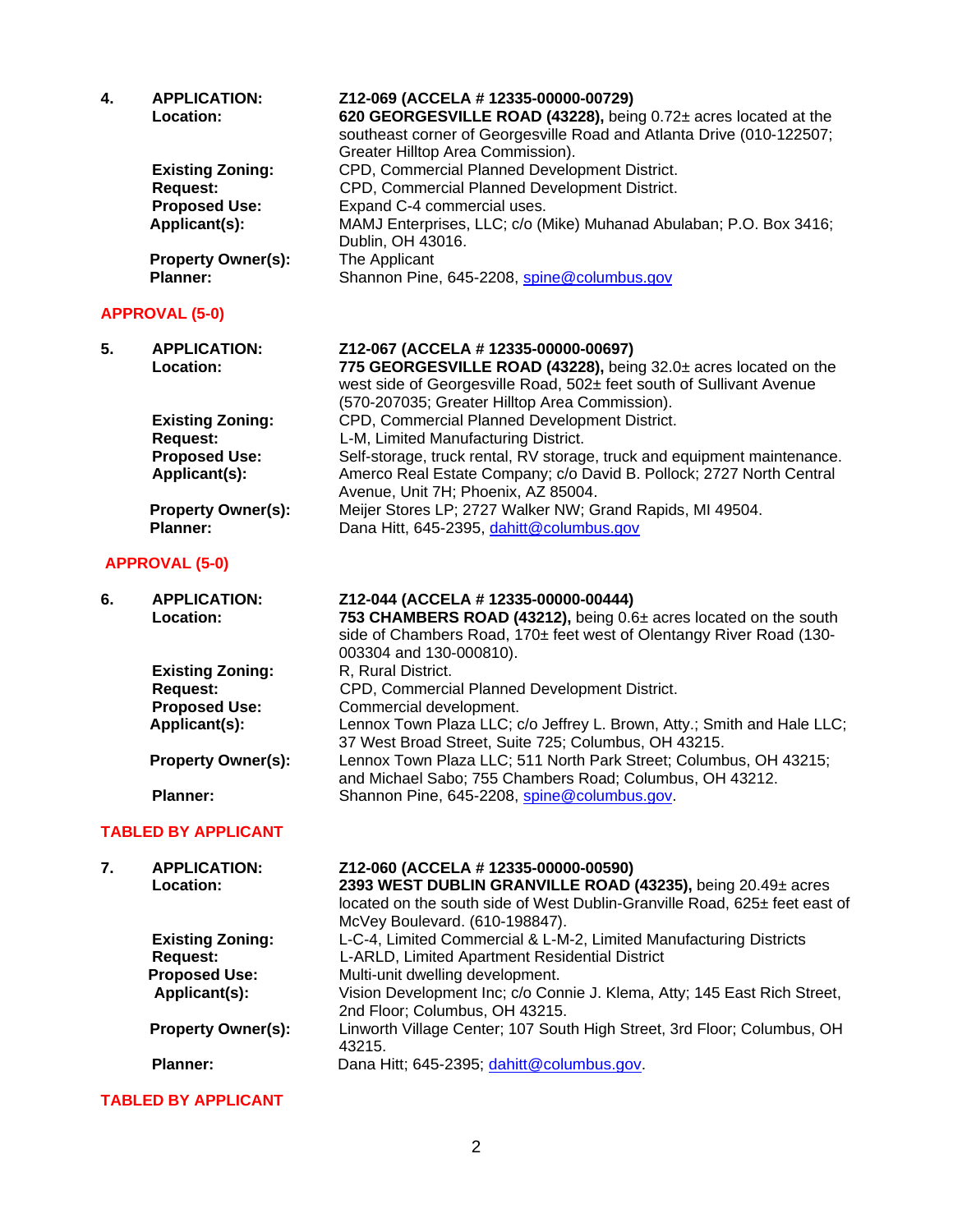**4.** **APPLICATION:** **Z12-069 (ACCELA # 12335-00000-00729)**

**Location:** **620 GEORGESVILLE ROAD (43228),** being 0.72± acres located at the southeast corner of Georgesville Road and Atlanta Drive (010-122507; Greater Hilltop Area Commission).

**Existing Zoning:** CPD, Commercial Planned Development District.

**Request:** CPD, Commercial Planned Development District.

**Proposed Use:** Expand C-4 commercial uses.

**Applicant(s):** MAMJ Enterprises, LLC; c/o (Mike) Muhanad Abulaban; P.O. Box 3416; Dublin, OH 43016.

**Property Owner(s):** The Applicant

**Planner:** Shannon Pine, 645-2208, spine@columbus.gov

**APPROVAL (5-0)**

**5.** **APPLICATION:** **Z12-067 (ACCELA # 12335-00000-00697)**

**Location:** **775 GEORGESVILLE ROAD (43228),** being 32.0± acres located on the west side of Georgesville Road, 502± feet south of Sullivant Avenue (570-207035; Greater Hilltop Area Commission).

**Existing Zoning:** CPD, Commercial Planned Development District.

**Request:** L-M, Limited Manufacturing District.

**Proposed Use:** Self-storage, truck rental, RV storage, truck and equipment maintenance.

**Applicant(s):** Amerco Real Estate Company; c/o David B. Pollock; 2727 North Central Avenue, Unit 7H; Phoenix, AZ 85004.

**Property Owner(s):** Meijer Stores LP; 2727 Walker NW; Grand Rapids, MI 49504.

**Planner:** Dana Hitt, 645-2395, dahitt@columbus.gov

**APPROVAL (5-0)**

**6.** **APPLICATION:** **Z12-044 (ACCELA # 12335-00000-00444)**

**Location:** **753 CHAMBERS ROAD (43212),** being 0.6± acres located on the south side of Chambers Road, 170± feet west of Olentangy River Road (130-003304 and 130-000810).

**Existing Zoning:** R, Rural District.

**Request:** CPD, Commercial Planned Development District.

**Proposed Use:** Commercial development.

**Applicant(s):** Lennox Town Plaza LLC; c/o Jeffrey L. Brown, Atty.; Smith and Hale LLC; 37 West Broad Street, Suite 725; Columbus, OH 43215.

**Property Owner(s):** Lennox Town Plaza LLC; 511 North Park Street; Columbus, OH 43215; and Michael Sabo; 755 Chambers Road; Columbus, OH 43212.

**Planner:** Shannon Pine, 645-2208, spine@columbus.gov.

**TABLED BY APPLICANT**

**7.** **APPLICATION:** **Z12-060 (ACCELA # 12335-00000-00590)**

**Location:** **2393 WEST DUBLIN GRANVILLE ROAD (43235),** being 20.49± acres located on the south side of West Dublin-Granville Road, 625± feet east of McVey Boulevard. (610-198847).

**Existing Zoning:** L-C-4, Limited Commercial & L-M-2, Limited Manufacturing Districts

**Request:** L-ARLD, Limited Apartment Residential District

**Proposed Use:** Multi-unit dwelling development.

**Applicant(s):** Vision Development Inc; c/o Connie J. Klema, Atty; 145 East Rich Street, 2nd Floor; Columbus, OH 43215.

**Property Owner(s):** Linworth Village Center; 107 South High Street, 3rd Floor; Columbus, OH 43215.

**Planner:** Dana Hitt; 645-2395; dahitt@columbus.gov.

**TABLED BY APPLICANT**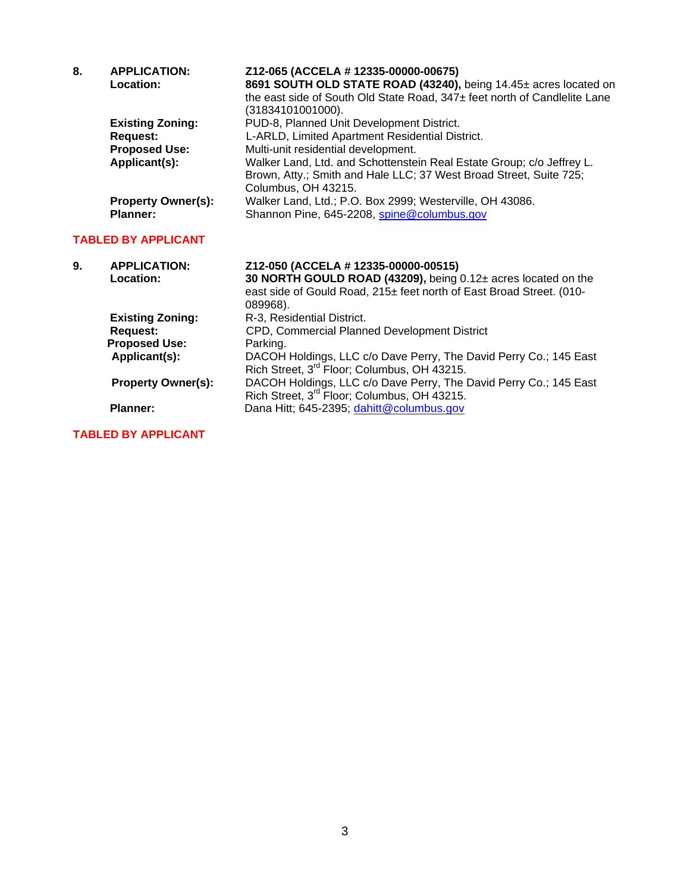**8.** **APPLICATION:** **Z12-065 (ACCELA # 12335-00000-00675)**

**Location:** **8691 SOUTH OLD STATE ROAD (43240),** being 14.45± acres located on the east side of South Old State Road, 347± feet north of Candlelite Lane (31834101001000).

**Existing Zoning:** PUD-8, Planned Unit Development District.

**Request:** L-ARLD, Limited Apartment Residential District.

**Proposed Use:** Multi-unit residential development.

**Applicant(s):** Walker Land, Ltd. and Schottenstein Real Estate Group; c/o Jeffrey L. Brown, Atty.; Smith and Hale LLC; 37 West Broad Street, Suite 725; Columbus, OH 43215.

**Property Owner(s):** Walker Land, Ltd.; P.O. Box 2999; Westerville, OH 43086.

**Planner:** Shannon Pine, 645-2208, spine@columbus.gov

**TABLED BY APPLICANT**

**9.** **APPLICATION:** **Z12-050 (ACCELA # 12335-00000-00515)**

**Location:** **30 NORTH GOULD ROAD (43209),** being 0.12± acres located on the east side of Gould Road, 215± feet north of East Broad Street. (010-089968).

**Existing Zoning:** R-3, Residential District.

**Request:** CPD, Commercial Planned Development District

**Proposed Use:** Parking.

**Applicant(s):** DACOH Holdings, LLC c/o Dave Perry, The David Perry Co.; 145 East Rich Street, 3rd Floor; Columbus, OH 43215.

**Property Owner(s):** DACOH Holdings, LLC c/o Dave Perry, The David Perry Co.; 145 East Rich Street, 3rd Floor; Columbus, OH 43215.

**Planner:** Dana Hitt; 645-2395; dahitt@columbus.gov

**TABLED BY APPLICANT**